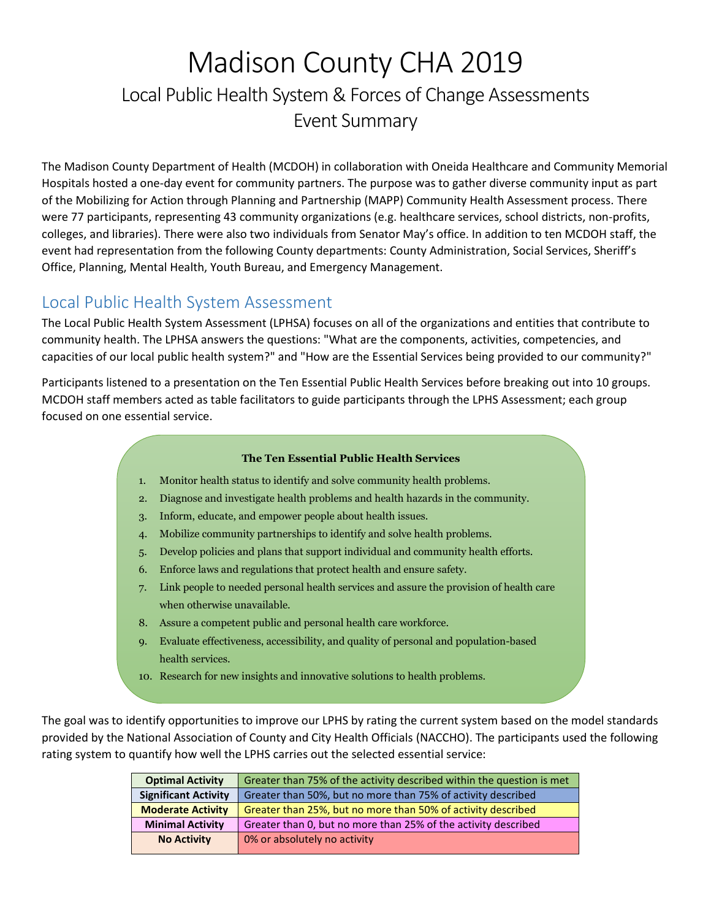# Madison County CHA 2019

## Local Public Health System & Forces of Change Assessments Event Summary

The Madison County Department of Health (MCDOH) in collaboration with Oneida Healthcare and Community Memorial Hospitals hosted a one-day event for community partners. The purpose was to gather diverse community input as part of the Mobilizing for Action through Planning and Partnership (MAPP) Community Health Assessment process. There were 77 participants, representing 43 community organizations (e.g. healthcare services, school districts, non-profits, colleges, and libraries). There were also two individuals from Senator May's office. In addition to ten MCDOH staff, the event had representation from the following County departments: County Administration, Social Services, Sheriff's Office, Planning, Mental Health, Youth Bureau, and Emergency Management.

## Local Public Health System Assessment

The Local Public Health System Assessment (LPHSA) focuses on all of the organizations and entities that contribute to community health. The LPHSA answers the questions: "What are the components, activities, competencies, and capacities of our local public health system?" and "How are the Essential Services being provided to our community?"

Participants listened to a presentation on the Ten Essential Public Health Services before breaking out into 10 groups. MCDOH staff members acted as table facilitators to guide participants through the LPHS Assessment; each group focused on one essential service.

**The Ten Essential Public Health Services**

1. Monitor health status to identify and solve community health problems.
2. Diagnose and investigate health problems and health hazards in the community.
3. Inform, educate, and empower people about health issues.
4. Mobilize community partnerships to identify and solve health problems.
5. Develop policies and plans that support individual and community health efforts.
6. Enforce laws and regulations that protect health and ensure safety.
7. Link people to needed personal health services and assure the provision of health care when otherwise unavailable.
8. Assure a competent public and personal health care workforce.
9. Evaluate effectiveness, accessibility, and quality of personal and population-based health services.
10. Research for new insights and innovative solutions to health problems.

The goal was to identify opportunities to improve our LPHS by rating the current system based on the model standards provided by the National Association of County and City Health Officials (NACCHO). The participants used the following rating system to quantify how well the LPHS carries out the selected essential service:

| Rating | Description |
|---|---|
| **Optimal Activity** | Greater than 75% of the activity described within the question is met |
| **Significant Activity** | Greater than 50%, but no more than 75% of activity described |
| **Moderate Activity** | Greater than 25%, but no more than 50% of activity described |
| **Minimal Activity** | Greater than 0, but no more than 25% of the activity described |
| **No Activity** | 0% or absolutely no activity |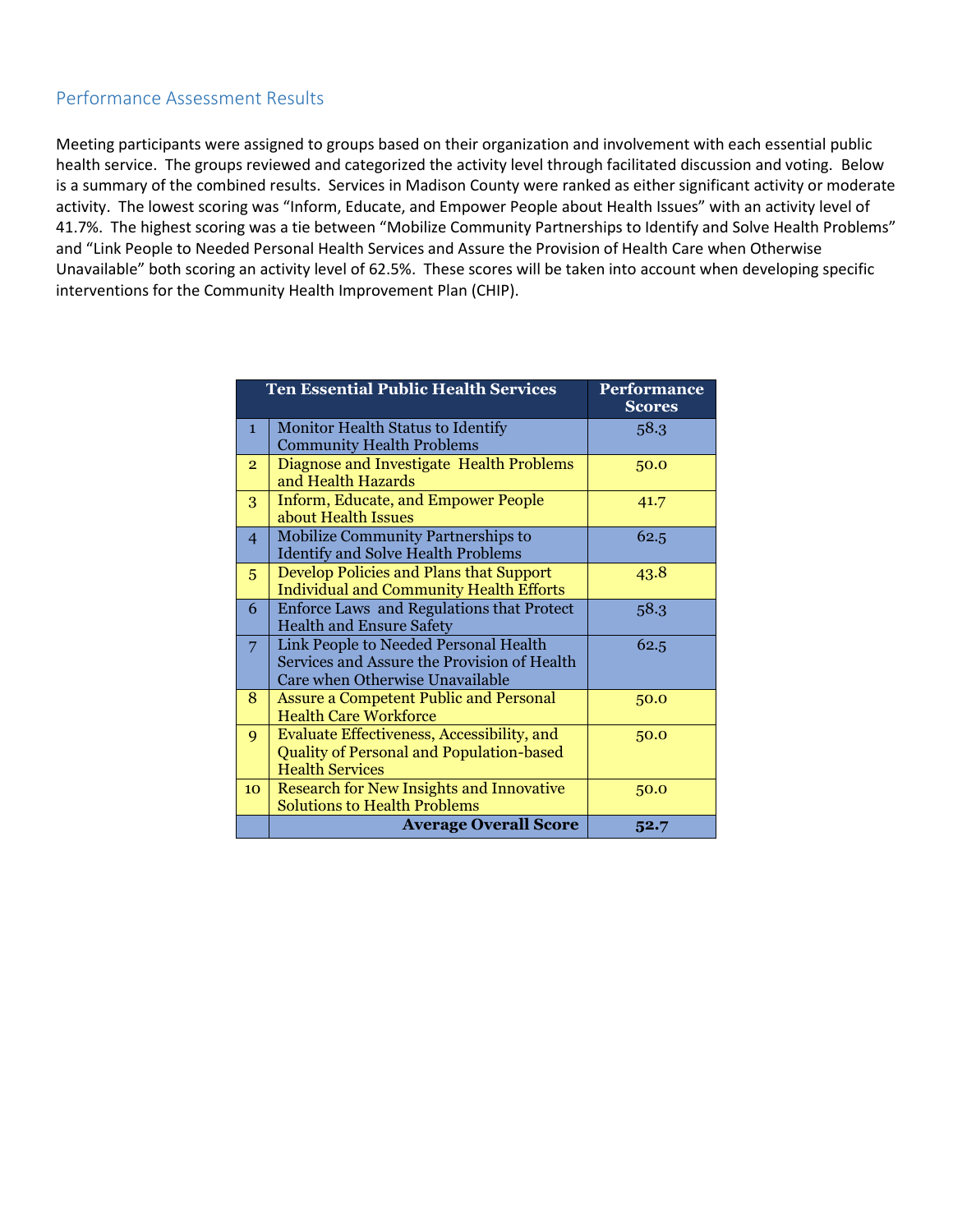## Performance Assessment Results

Meeting participants were assigned to groups based on their organization and involvement with each essential public health service. The groups reviewed and categorized the activity level through facilitated discussion and voting. Below is a summary of the combined results. Services in Madison County were ranked as either significant activity or moderate activity. The lowest scoring was "Inform, Educate, and Empower People about Health Issues" with an activity level of 41.7%. The highest scoring was a tie between "Mobilize Community Partnerships to Identify and Solve Health Problems" and "Link People to Needed Personal Health Services and Assure the Provision of Health Care when Otherwise Unavailable" both scoring an activity level of 62.5%. These scores will be taken into account when developing specific interventions for the Community Health Improvement Plan (CHIP).

| | Ten Essential Public Health Services | Performance Scores |
|---|---|---|
| 1 | Monitor Health Status to Identify Community Health Problems | 58.3 |
| 2 | Diagnose and Investigate Health Problems and Health Hazards | 50.0 |
| 3 | Inform, Educate, and Empower People about Health Issues | 41.7 |
| 4 | Mobilize Community Partnerships to Identify and Solve Health Problems | 62.5 |
| 5 | Develop Policies and Plans that Support Individual and Community Health Efforts | 43.8 |
| 6 | Enforce Laws and Regulations that Protect Health and Ensure Safety | 58.3 |
| 7 | Link People to Needed Personal Health Services and Assure the Provision of Health Care when Otherwise Unavailable | 62.5 |
| 8 | Assure a Competent Public and Personal Health Care Workforce | 50.0 |
| 9 | Evaluate Effectiveness, Accessibility, and Quality of Personal and Population-based Health Services | 50.0 |
| 10 | Research for New Insights and Innovative Solutions to Health Problems | 50.0 |
| | **Average Overall Score** | **52.7** |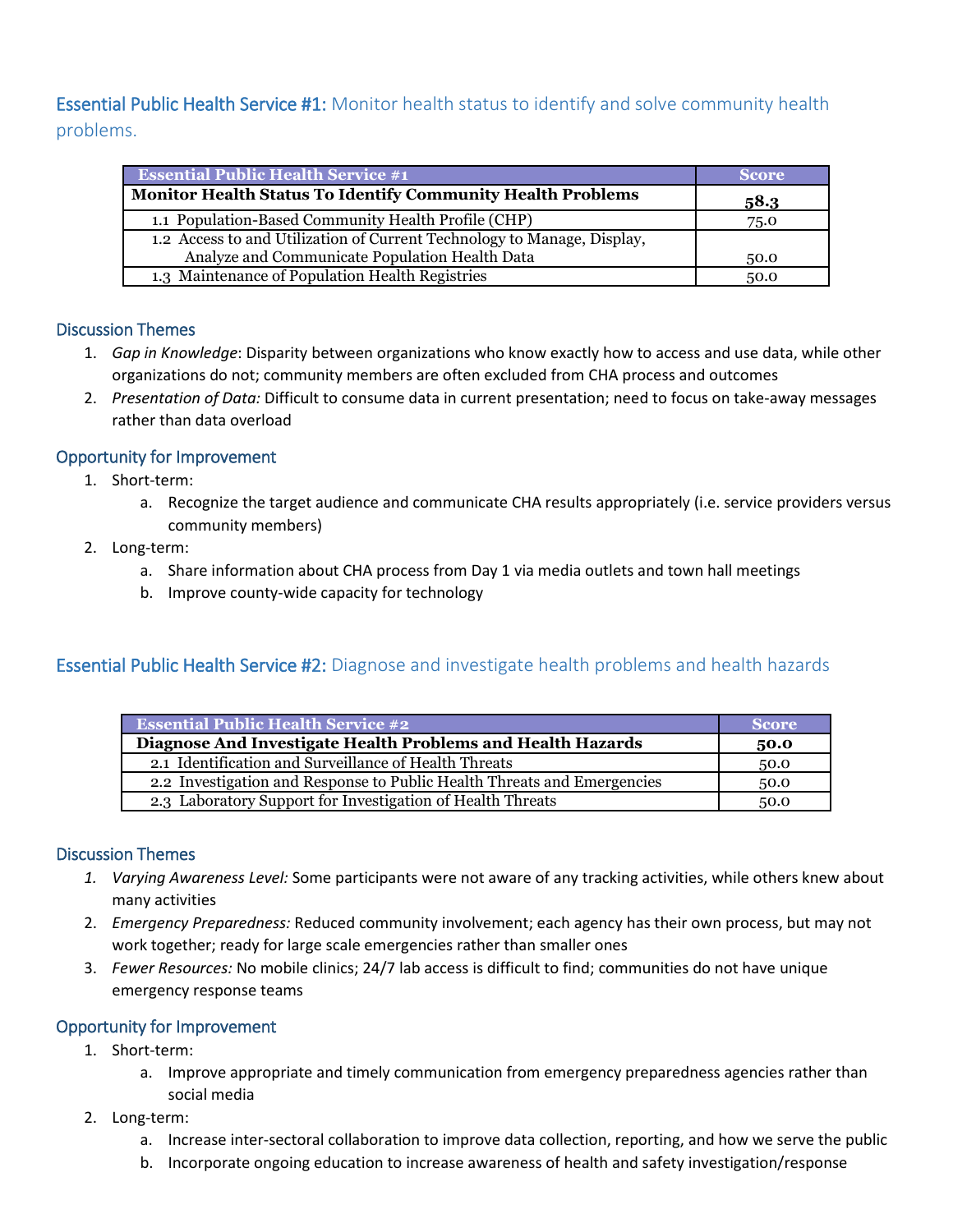## Essential Public Health Service #1: Monitor health status to identify and solve community health problems.

| Essential Public Health Service #1 | Score |
|---|---|
| **Monitor Health Status To Identify Community Health Problems** | **58.3** |
| 1.1 Population-Based Community Health Profile (CHP) | 75.0 |
| 1.2 Access to and Utilization of Current Technology to Manage, Display, Analyze and Communicate Population Health Data | 50.0 |
| 1.3 Maintenance of Population Health Registries | 50.0 |

### Discussion Themes

1. *Gap in Knowledge*: Disparity between organizations who know exactly how to access and use data, while other organizations do not; community members are often excluded from CHA process and outcomes
2. *Presentation of Data:* Difficult to consume data in current presentation; need to focus on take-away messages rather than data overload

### Opportunity for Improvement

1. Short-term:
   a. Recognize the target audience and communicate CHA results appropriately (i.e. service providers versus community members)
2. Long-term:
   a. Share information about CHA process from Day 1 via media outlets and town hall meetings
   b. Improve county-wide capacity for technology

## Essential Public Health Service #2: Diagnose and investigate health problems and health hazards

| Essential Public Health Service #2 | Score |
|---|---|
| **Diagnose And Investigate Health Problems and Health Hazards** | **50.0** |
| 2.1 Identification and Surveillance of Health Threats | 50.0 |
| 2.2 Investigation and Response to Public Health Threats and Emergencies | 50.0 |
| 2.3 Laboratory Support for Investigation of Health Threats | 50.0 |

### Discussion Themes

1. *Varying Awareness Level:* Some participants were not aware of any tracking activities, while others knew about many activities
2. *Emergency Preparedness:* Reduced community involvement; each agency has their own process, but may not work together; ready for large scale emergencies rather than smaller ones
3. *Fewer Resources:* No mobile clinics; 24/7 lab access is difficult to find; communities do not have unique emergency response teams

### Opportunity for Improvement

1. Short-term:
   a. Improve appropriate and timely communication from emergency preparedness agencies rather than social media
2. Long-term:
   a. Increase inter-sectoral collaboration to improve data collection, reporting, and how we serve the public
   b. Incorporate ongoing education to increase awareness of health and safety investigation/response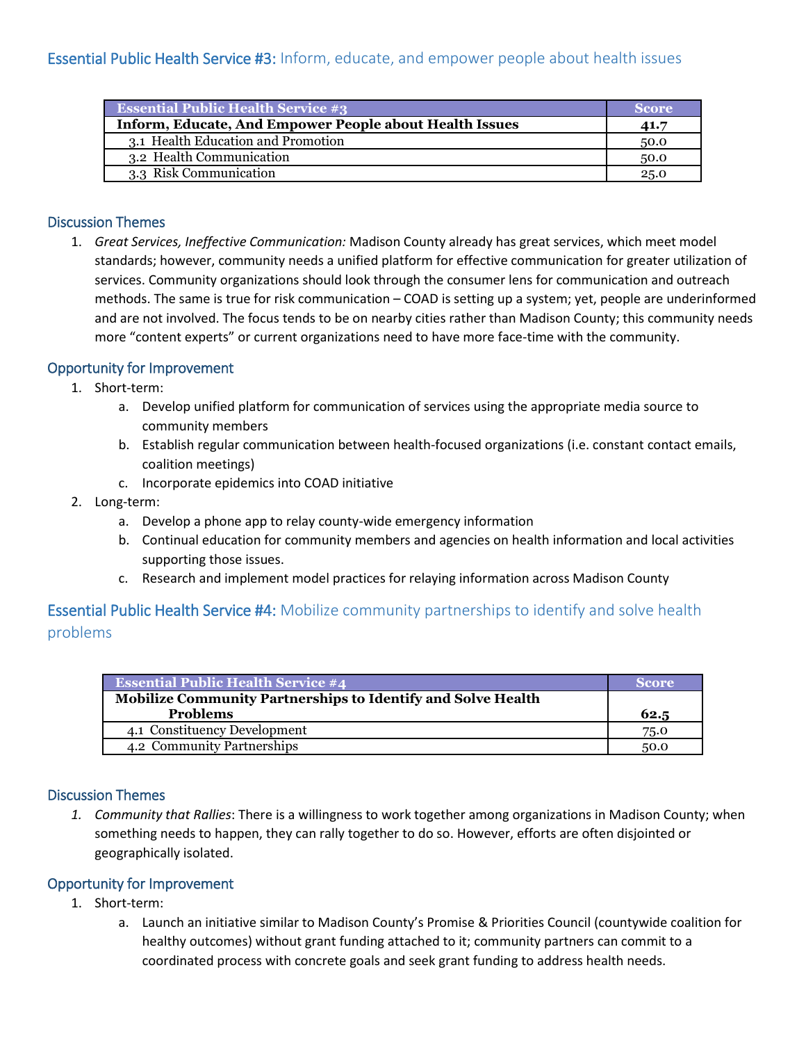## Essential Public Health Service #3: Inform, educate, and empower people about health issues

| Essential Public Health Service #3 | Score |
|---|---|
| **Inform, Educate, And Empower People about Health Issues** | **41.7** |
| 3.1 Health Education and Promotion | 50.0 |
| 3.2 Health Communication | 50.0 |
| 3.3 Risk Communication | 25.0 |

### Discussion Themes

1. *Great Services, Ineffective Communication:* Madison County already has great services, which meet model standards; however, community needs a unified platform for effective communication for greater utilization of services. Community organizations should look through the consumer lens for communication and outreach methods. The same is true for risk communication – COAD is setting up a system; yet, people are underinformed and are not involved. The focus tends to be on nearby cities rather than Madison County; this community needs more "content experts" or current organizations need to have more face-time with the community.

### Opportunity for Improvement

1. Short-term:
   a. Develop unified platform for communication of services using the appropriate media source to community members
   b. Establish regular communication between health-focused organizations (i.e. constant contact emails, coalition meetings)
   c. Incorporate epidemics into COAD initiative
2. Long-term:
   a. Develop a phone app to relay county-wide emergency information
   b. Continual education for community members and agencies on health information and local activities supporting those issues.
   c. Research and implement model practices for relaying information across Madison County

## Essential Public Health Service #4: Mobilize community partnerships to identify and solve health problems

| Essential Public Health Service #4 | Score |
|---|---|
| **Mobilize Community Partnerships to Identify and Solve Health Problems** | **62.5** |
| 4.1 Constituency Development | 75.0 |
| 4.2 Community Partnerships | 50.0 |

### Discussion Themes

1. *Community that Rallies*: There is a willingness to work together among organizations in Madison County; when something needs to happen, they can rally together to do so. However, efforts are often disjointed or geographically isolated.

### Opportunity for Improvement

1. Short-term:
   a. Launch an initiative similar to Madison County's Promise & Priorities Council (countywide coalition for healthy outcomes) without grant funding attached to it; community partners can commit to a coordinated process with concrete goals and seek grant funding to address health needs.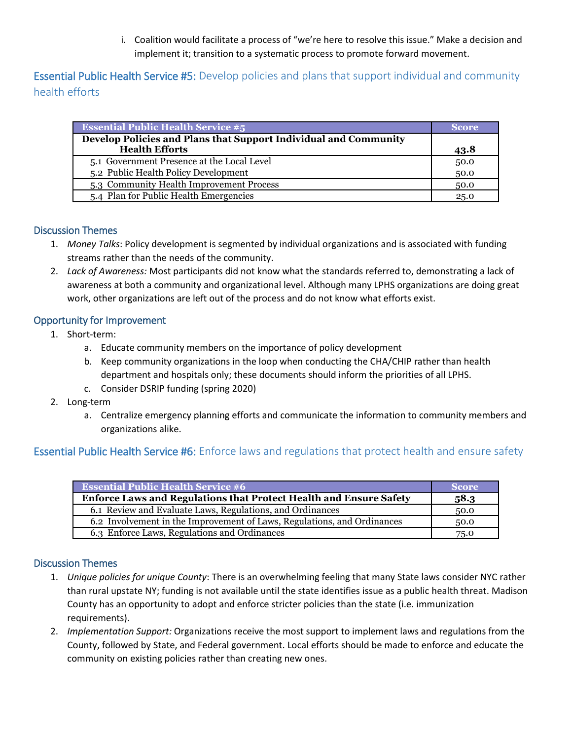i. Coalition would facilitate a process of "we're here to resolve this issue." Make a decision and implement it; transition to a systematic process to promote forward movement.

## Essential Public Health Service #5: Develop policies and plans that support individual and community health efforts

| Essential Public Health Service #5 | Score |
|---|---|
| **Develop Policies and Plans that Support Individual and Community Health Efforts** | **43.8** |
| 5.1 Government Presence at the Local Level | 50.0 |
| 5.2 Public Health Policy Development | 50.0 |
| 5.3 Community Health Improvement Process | 50.0 |
| 5.4 Plan for Public Health Emergencies | 25.0 |

### Discussion Themes

1. *Money Talks*: Policy development is segmented by individual organizations and is associated with funding streams rather than the needs of the community.
2. *Lack of Awareness:* Most participants did not know what the standards referred to, demonstrating a lack of awareness at both a community and organizational level. Although many LPHS organizations are doing great work, other organizations are left out of the process and do not know what efforts exist.

### Opportunity for Improvement

1. Short-term:
   a. Educate community members on the importance of policy development
   b. Keep community organizations in the loop when conducting the CHA/CHIP rather than health department and hospitals only; these documents should inform the priorities of all LPHS.
   c. Consider DSRIP funding (spring 2020)
2. Long-term
   a. Centralize emergency planning efforts and communicate the information to community members and organizations alike.

## Essential Public Health Service #6: Enforce laws and regulations that protect health and ensure safety

| Essential Public Health Service #6 | Score |
|---|---|
| **Enforce Laws and Regulations that Protect Health and Ensure Safety** | **58.3** |
| 6.1 Review and Evaluate Laws, Regulations, and Ordinances | 50.0 |
| 6.2 Involvement in the Improvement of Laws, Regulations, and Ordinances | 50.0 |
| 6.3 Enforce Laws, Regulations and Ordinances | 75.0 |

### Discussion Themes

1. *Unique policies for unique County*: There is an overwhelming feeling that many State laws consider NYC rather than rural upstate NY; funding is not available until the state identifies issue as a public health threat. Madison County has an opportunity to adopt and enforce stricter policies than the state (i.e. immunization requirements).
2. *Implementation Support:* Organizations receive the most support to implement laws and regulations from the County, followed by State, and Federal government. Local efforts should be made to enforce and educate the community on existing policies rather than creating new ones.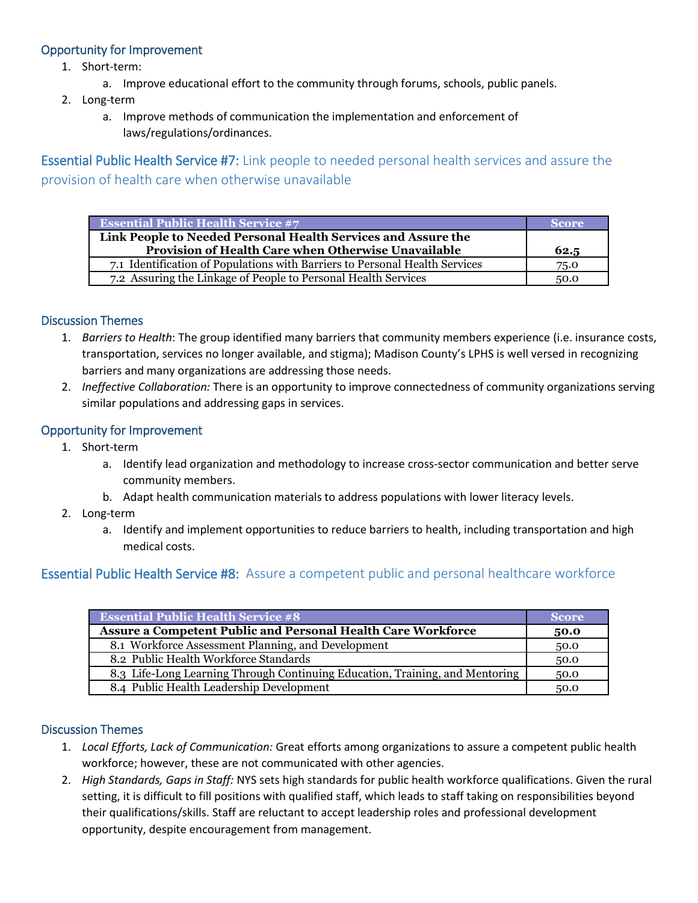### Opportunity for Improvement

1. Short-term:
    a. Improve educational effort to the community through forums, schools, public panels.
2. Long-term
    a. Improve methods of communication the implementation and enforcement of laws/regulations/ordinances.

## Essential Public Health Service #7: Link people to needed personal health services and assure the provision of health care when otherwise unavailable

| Essential Public Health Service #7 | Score |
|---|---|
| **Link People to Needed Personal Health Services and Assure the Provision of Health Care when Otherwise Unavailable** | **62.5** |
| 7.1 Identification of Populations with Barriers to Personal Health Services | 75.0 |
| 7.2 Assuring the Linkage of People to Personal Health Services | 50.0 |

### Discussion Themes

1. *Barriers to Health*: The group identified many barriers that community members experience (i.e. insurance costs, transportation, services no longer available, and stigma); Madison County's LPHS is well versed in recognizing barriers and many organizations are addressing those needs.
2. *Ineffective Collaboration:* There is an opportunity to improve connectedness of community organizations serving similar populations and addressing gaps in services.

### Opportunity for Improvement

1. Short-term
    a. Identify lead organization and methodology to increase cross-sector communication and better serve community members.
    b. Adapt health communication materials to address populations with lower literacy levels.
2. Long-term
    a. Identify and implement opportunities to reduce barriers to health, including transportation and high medical costs.

## Essential Public Health Service #8: Assure a competent public and personal healthcare workforce

| Essential Public Health Service #8 | Score |
|---|---|
| **Assure a Competent Public and Personal Health Care Workforce** | **50.0** |
| 8.1 Workforce Assessment Planning, and Development | 50.0 |
| 8.2 Public Health Workforce Standards | 50.0 |
| 8.3 Life-Long Learning Through Continuing Education, Training, and Mentoring | 50.0 |
| 8.4 Public Health Leadership Development | 50.0 |

### Discussion Themes

1. *Local Efforts, Lack of Communication:* Great efforts among organizations to assure a competent public health workforce; however, these are not communicated with other agencies.
2. *High Standards, Gaps in Staff:* NYS sets high standards for public health workforce qualifications. Given the rural setting, it is difficult to fill positions with qualified staff, which leads to staff taking on responsibilities beyond their qualifications/skills. Staff are reluctant to accept leadership roles and professional development opportunity, despite encouragement from management.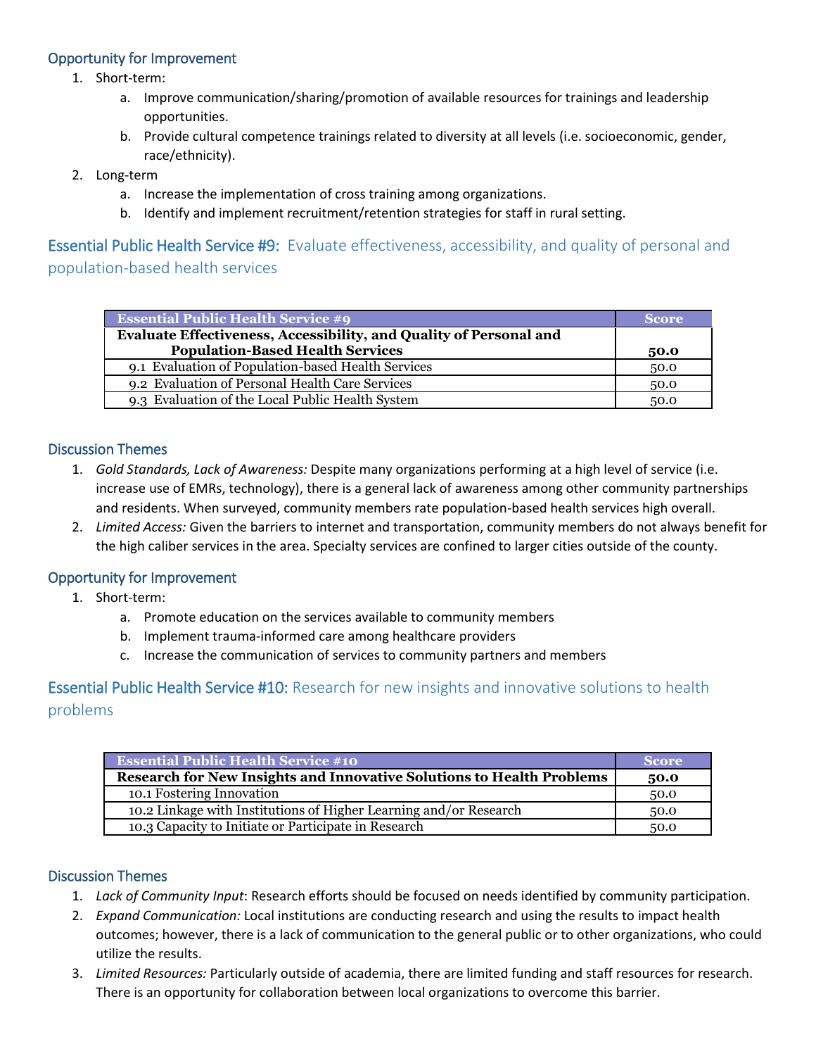### Opportunity for Improvement

1. Short-term:
    a. Improve communication/sharing/promotion of available resources for trainings and leadership opportunities.
    b. Provide cultural competence trainings related to diversity at all levels (i.e. socioeconomic, gender, race/ethnicity).
2. Long-term
    a. Increase the implementation of cross training among organizations.
    b. Identify and implement recruitment/retention strategies for staff in rural setting.

## Essential Public Health Service #9: Evaluate effectiveness, accessibility, and quality of personal and population-based health services

| Essential Public Health Service #9 | Score |
|---|---|
| **Evaluate Effectiveness, Accessibility, and Quality of Personal and Population-Based Health Services** | **50.0** |
| 9.1 Evaluation of Population-based Health Services | 50.0 |
| 9.2 Evaluation of Personal Health Care Services | 50.0 |
| 9.3 Evaluation of the Local Public Health System | 50.0 |

### Discussion Themes

1. *Gold Standards, Lack of Awareness:* Despite many organizations performing at a high level of service (i.e. increase use of EMRs, technology), there is a general lack of awareness among other community partnerships and residents. When surveyed, community members rate population-based health services high overall.
2. *Limited Access:* Given the barriers to internet and transportation, community members do not always benefit for the high caliber services in the area. Specialty services are confined to larger cities outside of the county.

### Opportunity for Improvement

1. Short-term:
    a. Promote education on the services available to community members
    b. Implement trauma-informed care among healthcare providers
    c. Increase the communication of services to community partners and members

## Essential Public Health Service #10: Research for new insights and innovative solutions to health problems

| Essential Public Health Service #10 | Score |
|---|---|
| **Research for New Insights and Innovative Solutions to Health Problems** | **50.0** |
| 10.1 Fostering Innovation | 50.0 |
| 10.2 Linkage with Institutions of Higher Learning and/or Research | 50.0 |
| 10.3 Capacity to Initiate or Participate in Research | 50.0 |

### Discussion Themes

1. *Lack of Community Input*: Research efforts should be focused on needs identified by community participation.
2. *Expand Communication:* Local institutions are conducting research and using the results to impact health outcomes; however, there is a lack of communication to the general public or to other organizations, who could utilize the results.
3. *Limited Resources:* Particularly outside of academia, there are limited funding and staff resources for research. There is an opportunity for collaboration between local organizations to overcome this barrier.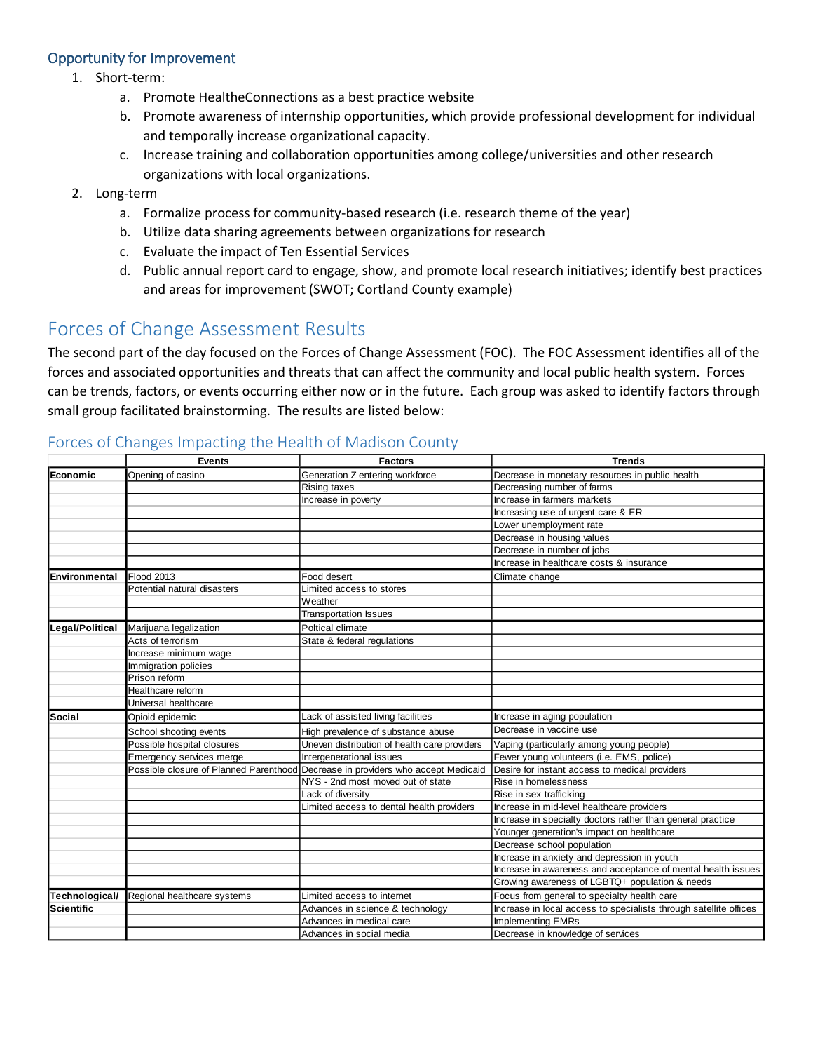### Opportunity for Improvement

1. Short-term:
   a. Promote HealtheConnections as a best practice website
   b. Promote awareness of internship opportunities, which provide professional development for individual and temporally increase organizational capacity.
   c. Increase training and collaboration opportunities among college/universities and other research organizations with local organizations.
2. Long-term
   a. Formalize process for community-based research (i.e. research theme of the year)
   b. Utilize data sharing agreements between organizations for research
   c. Evaluate the impact of Ten Essential Services
   d. Public annual report card to engage, show, and promote local research initiatives; identify best practices and areas for improvement (SWOT; Cortland County example)

## Forces of Change Assessment Results

The second part of the day focused on the Forces of Change Assessment (FOC). The FOC Assessment identifies all of the forces and associated opportunities and threats that can affect the community and local public health system. Forces can be trends, factors, or events occurring either now or in the future. Each group was asked to identify factors through small group facilitated brainstorming. The results are listed below:

### Forces of Changes Impacting the Health of Madison County

| | Events | Factors | Trends |
|---|---|---|---|
| **Economic** | Opening of casino | Generation Z entering workforce | Decrease in monetary resources in public health |
| | | Rising taxes | Decreasing number of farms |
| | | Increase in poverty | Increase in farmers markets |
| | | | Increasing use of urgent care & ER |
| | | | Lower unemployment rate |
| | | | Decrease in housing values |
| | | | Decrease in number of jobs |
| | | | Increase in healthcare costs & insurance |
| **Environmental** | Flood 2013 | Food desert | Climate change |
| | Potential natural disasters | Limited access to stores | |
| | | Weather | |
| | | Transportation Issues | |
| **Legal/Political** | Marijuana legalization | Poltical climate | |
| | Acts of terrorism | State & federal regulations | |
| | Increase minimum wage | | |
| | Immigration policies | | |
| | Prison reform | | |
| | Healthcare reform | | |
| | Universal healthcare | | |
| **Social** | Opioid epidemic | Lack of assisted living facilities | Increase in aging population |
| | School shooting events | High prevalence of substance abuse | Decrease in vaccine use |
| | Possible hospital closures | Uneven distribution of health care providers | Vaping (particularly among young people) |
| | Emergency services merge | Intergenerational issues | Fewer young volunteers (i.e. EMS, police) |
| | Possible closure of Planned Parenthood | Decrease in providers who accept Medicaid | Desire for instant access to medical providers |
| | | NYS - 2nd most moved out of state | Rise in homelessness |
| | | Lack of diversity | Rise in sex trafficking |
| | | Limited access to dental health providers | Increase in mid-level healthcare providers |
| | | | Increase in specialty doctors rather than general practice |
| | | | Younger generation's impact on healthcare |
| | | | Decrease school population |
| | | | Increase in anxiety and depression in youth |
| | | | Increase in awareness and acceptance of mental health issues |
| | | | Growing awareness of LGBTQ+ population & needs |
| **Technological/ Scientific** | Regional healthcare systems | Limited access to internet | Focus from general to specialty health care |
| | | Advances in science & technology | Increase in local access to specialists through satellite offices |
| | | Advances in medical care | Implementing EMRs |
| | | Advances in social media | Decrease in knowledge of services |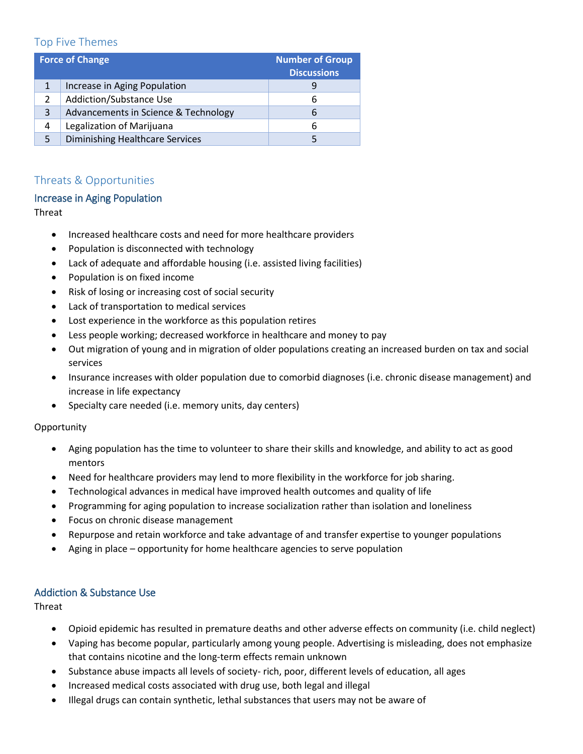## Top Five Themes

| | Force of Change | Number of Group Discussions |
|---|---|---|
| 1 | Increase in Aging Population | 9 |
| 2 | Addiction/Substance Use | 6 |
| 3 | Advancements in Science & Technology | 6 |
| 4 | Legalization of Marijuana | 6 |
| 5 | Diminishing Healthcare Services | 5 |

## Threats & Opportunities

### Increase in Aging Population

Threat

- Increased healthcare costs and need for more healthcare providers
- Population is disconnected with technology
- Lack of adequate and affordable housing (i.e. assisted living facilities)
- Population is on fixed income
- Risk of losing or increasing cost of social security
- Lack of transportation to medical services
- Lost experience in the workforce as this population retires
- Less people working; decreased workforce in healthcare and money to pay
- Out migration of young and in migration of older populations creating an increased burden on tax and social services
- Insurance increases with older population due to comorbid diagnoses (i.e. chronic disease management) and increase in life expectancy
- Specialty care needed (i.e. memory units, day centers)

Opportunity

- Aging population has the time to volunteer to share their skills and knowledge, and ability to act as good mentors
- Need for healthcare providers may lend to more flexibility in the workforce for job sharing.
- Technological advances in medical have improved health outcomes and quality of life
- Programming for aging population to increase socialization rather than isolation and loneliness
- Focus on chronic disease management
- Repurpose and retain workforce and take advantage of and transfer expertise to younger populations
- Aging in place – opportunity for home healthcare agencies to serve population

### Addiction & Substance Use

Threat

- Opioid epidemic has resulted in premature deaths and other adverse effects on community (i.e. child neglect)
- Vaping has become popular, particularly among young people. Advertising is misleading, does not emphasize that contains nicotine and the long-term effects remain unknown
- Substance abuse impacts all levels of society- rich, poor, different levels of education, all ages
- Increased medical costs associated with drug use, both legal and illegal
- Illegal drugs can contain synthetic, lethal substances that users may not be aware of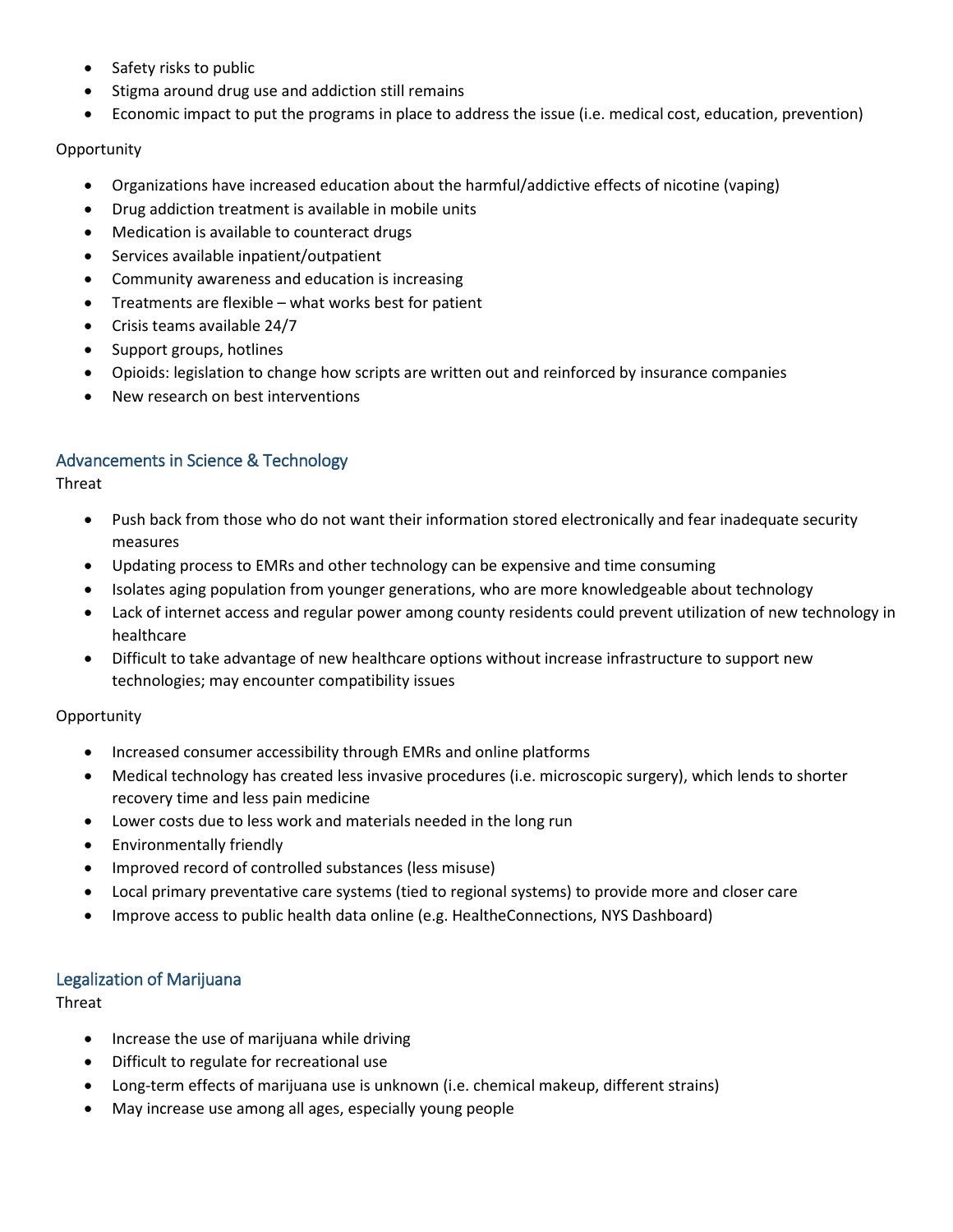- Safety risks to public
- Stigma around drug use and addiction still remains
- Economic impact to put the programs in place to address the issue (i.e. medical cost, education, prevention)

Opportunity

- Organizations have increased education about the harmful/addictive effects of nicotine (vaping)
- Drug addiction treatment is available in mobile units
- Medication is available to counteract drugs
- Services available inpatient/outpatient
- Community awareness and education is increasing
- Treatments are flexible – what works best for patient
- Crisis teams available 24/7
- Support groups, hotlines
- Opioids: legislation to change how scripts are written out and reinforced by insurance companies
- New research on best interventions

## Advancements in Science & Technology

Threat

- Push back from those who do not want their information stored electronically and fear inadequate security measures
- Updating process to EMRs and other technology can be expensive and time consuming
- Isolates aging population from younger generations, who are more knowledgeable about technology
- Lack of internet access and regular power among county residents could prevent utilization of new technology in healthcare
- Difficult to take advantage of new healthcare options without increase infrastructure to support new technologies; may encounter compatibility issues

Opportunity

- Increased consumer accessibility through EMRs and online platforms
- Medical technology has created less invasive procedures (i.e. microscopic surgery), which lends to shorter recovery time and less pain medicine
- Lower costs due to less work and materials needed in the long run
- Environmentally friendly
- Improved record of controlled substances (less misuse)
- Local primary preventative care systems (tied to regional systems) to provide more and closer care
- Improve access to public health data online (e.g. HealtheConnections, NYS Dashboard)

## Legalization of Marijuana

Threat

- Increase the use of marijuana while driving
- Difficult to regulate for recreational use
- Long-term effects of marijuana use is unknown (i.e. chemical makeup, different strains)
- May increase use among all ages, especially young people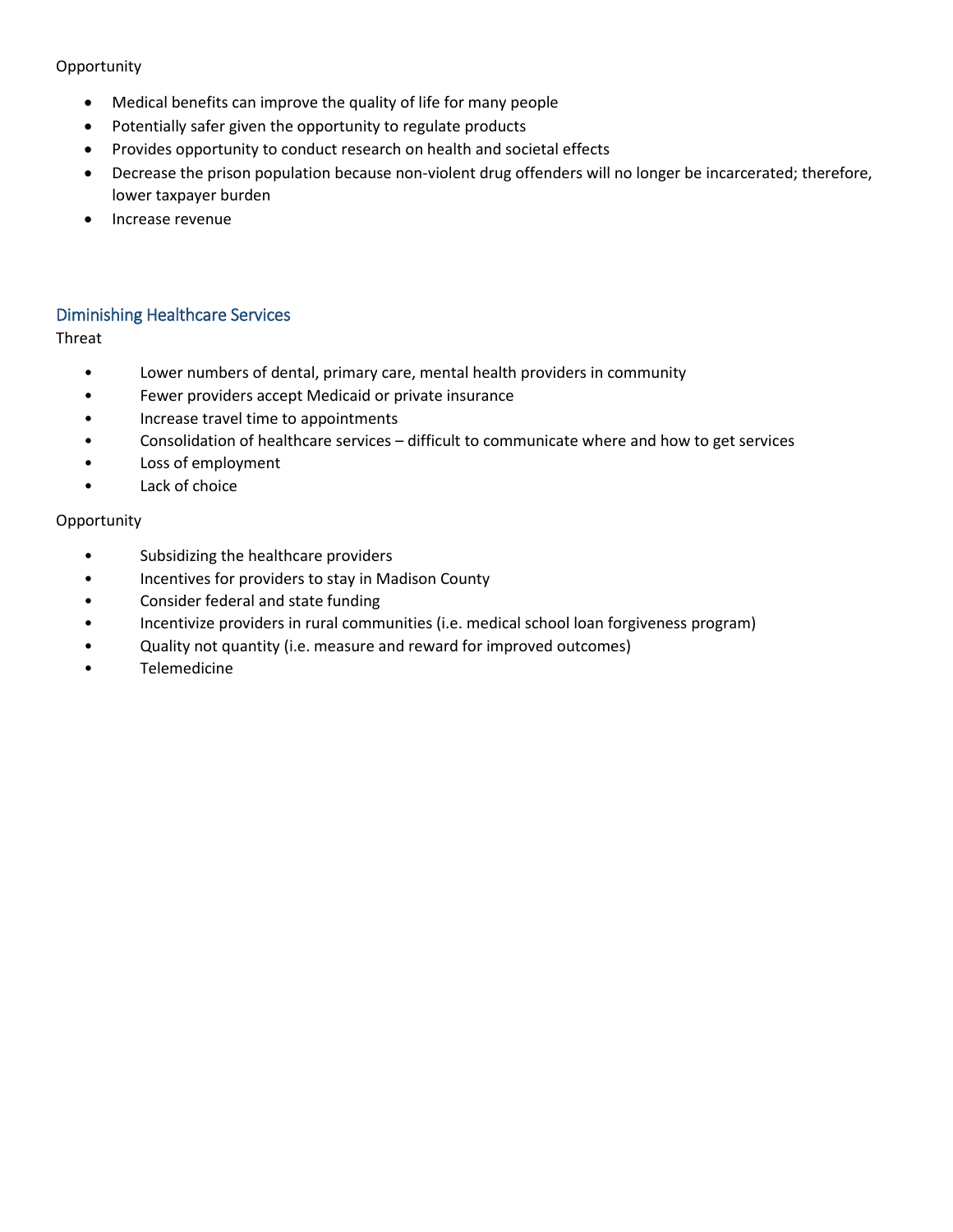Opportunity

- Medical benefits can improve the quality of life for many people
- Potentially safer given the opportunity to regulate products
- Provides opportunity to conduct research on health and societal effects
- Decrease the prison population because non-violent drug offenders will no longer be incarcerated; therefore, lower taxpayer burden
- Increase revenue

## Diminishing Healthcare Services

Threat

- Lower numbers of dental, primary care, mental health providers in community
- Fewer providers accept Medicaid or private insurance
- Increase travel time to appointments
- Consolidation of healthcare services – difficult to communicate where and how to get services
- Loss of employment
- Lack of choice

Opportunity

- Subsidizing the healthcare providers
- Incentives for providers to stay in Madison County
- Consider federal and state funding
- Incentivize providers in rural communities (i.e. medical school loan forgiveness program)
- Quality not quantity (i.e. measure and reward for improved outcomes)
- Telemedicine